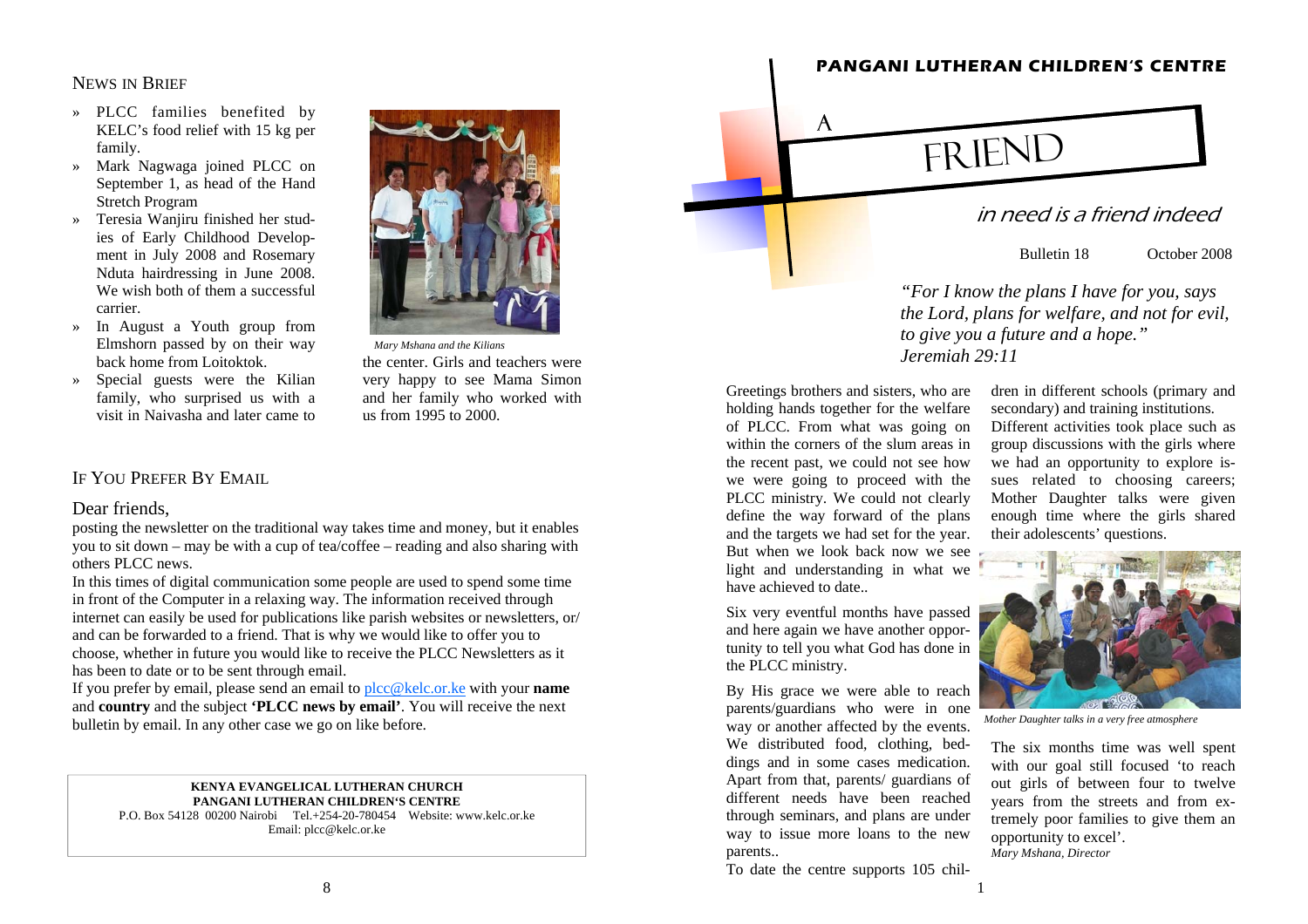## NEWS IN BRIEF

- PLCC families benefited by KELC's food relief with 15 kg per family.
- Mark Nagwaga joined PLCC on September 1, as head of the Hand Stretch Program
- Teresia Wanjiru finished her studies of Early Childhood Development in July 2008 and Rosemary Nduta hairdressing in June 2008. We wish both of them a successful carrier.
- In August a Youth group from Elmshorn passed by on their way back home from Loitoktok.
- Special guests were the Kilian family, who surprised us with a visit in Naivasha and later came to the center. Girls and teachers were very happy to see Mama Simon and her family who worked with us from 1995 to 2000.

*Mary Mshana and the Kilians*

## IF YOU PREFER BY EMAIL

Dear friends,

posting the newsletter on the traditional way takes time and money, but it enables you to sit down – may be with a cup of tea/coffee – reading and also sharing with others PLCC news.

In this times of digital communication some people are used to spend some time in front of the Computer in a relaxing way. The information received through internet can easily be used for publications like parish websites or newsletters, or/ and can be forwarded to a friend. That is why we would like to offer you to choose, whether in future you would like to receive the PLCC Newsletters as it has been to date or to be sent through email.

If you prefer by email, please send an email to plcc@kelc.or.ke with your **name** and **country** and the subject **'PLCC news by email'**. You will receive the next bulletin by email. In any other case we go on like before.

**KENYA EVANGELICAL LUTHERAN CHURCH**
**PANGANI LUTHERAN CHILDREN'S CENTRE**
P.O. Box 54128 00200 Nairobi Tel.+254-20-780454 Website: www.kelc.or.ke
Email: plcc@kelc.or.ke

# PANGANI LUTHERAN CHILDREN'S CENTRE

# A FRIEND

## in need is a friend indeed

Bulletin 18 October 2008

*"For I know the plans I have for you, says the Lord, plans for welfare, and not for evil, to give you a future and a hope." Jeremiah 29:11*

Greetings brothers and sisters, who are holding hands together for the welfare of PLCC. From what was going on within the corners of the slum areas in the recent past, we could not see how we were going to proceed with the PLCC ministry. We could not clearly define the way forward of the plans and the targets we had set for the year. But when we look back now we see light and understanding in what we have achieved to date..

Six very eventful months have passed and here again we have another opportunity to tell you what God has done in the PLCC ministry.

By His grace we were able to reach parents/guardians who were in one way or another affected by the events. We distributed food, clothing, beddings and in some cases medication. Apart from that, parents/ guardians of different needs have been reached through seminars, and plans are under way to issue more loans to the new parents..

To date the centre supports 105 children in different schools (primary and secondary) and training institutions. Different activities took place such as group discussions with the girls where we had an opportunity to explore issues related to choosing careers; Mother Daughter talks were given enough time where the girls shared their adolescents' questions.

*Mother Daughter talks in a very free atmosphere*

The six months time was well spent with our goal still focused 'to reach out girls of between four to twelve years from the streets and from extremely poor families to give them an opportunity to excel'.
*Mary Mshana, Director*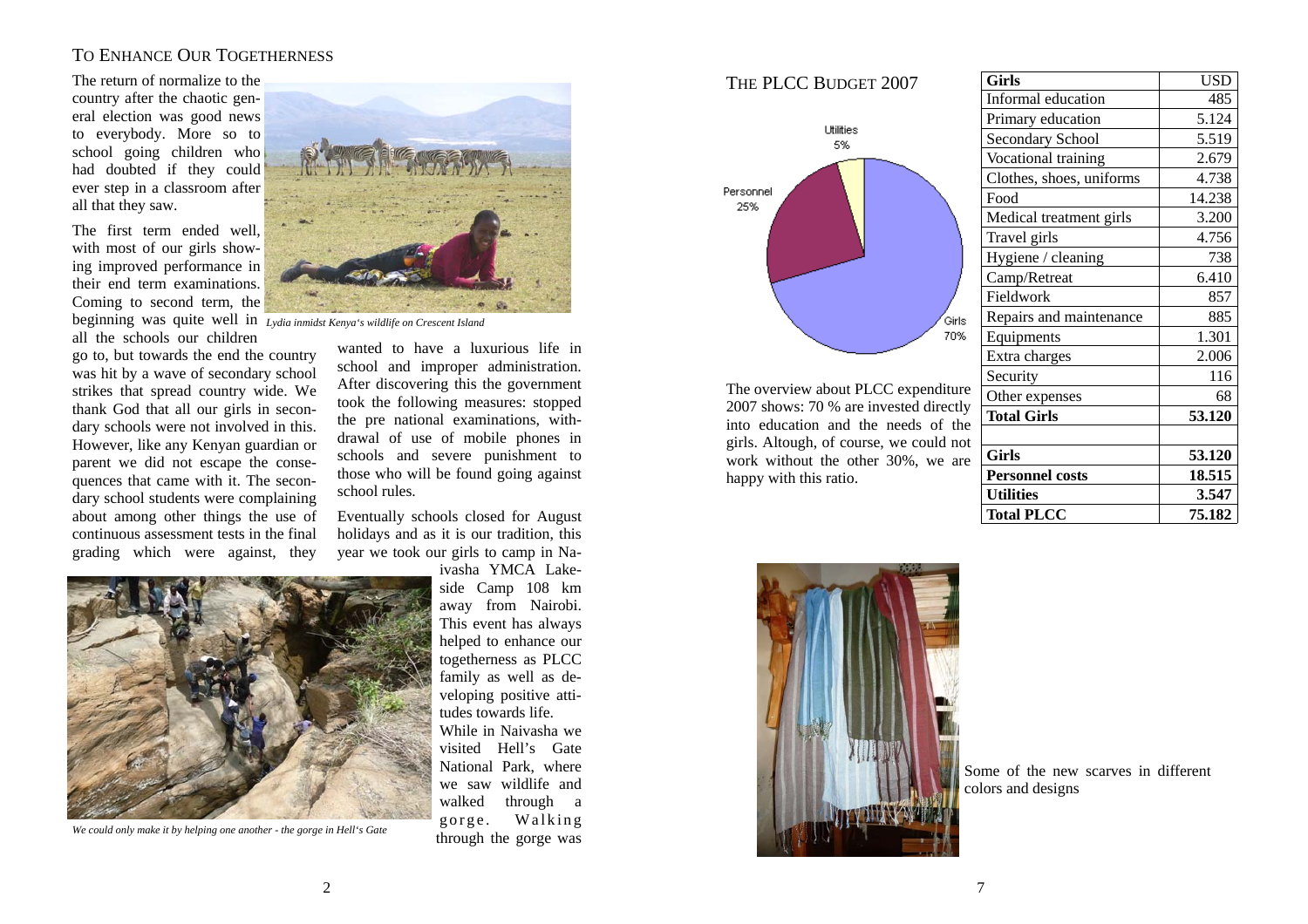## To Enhance Our Togetherness

The return of normalize to the country after the chaotic general election was good news to everybody. More so to school going children who had doubted if they could ever step in a classroom after all that they saw.

The first term ended well, with most of our girls showing improved performance in their end term examinations. Coming to second term, the beginning was quite well in all the schools our children go to, but towards the end the country was hit by a wave of secondary school strikes that spread country wide. We thank God that all our girls in secondary schools were not involved in this. However, like any Kenyan guardian or parent we did not escape the consequences that came with it. The secondary school students were complaining about among other things the use of continuous assessment tests in the final grading which were against, they wanted to have a luxurious life in school and improper administration. After discovering this the government took the following measures: stopped the pre national examinations, withdrawal of use of mobile phones in schools and severe punishment to those who will be found going against school rules.

*Lydia inmidst Kenya's wildlife on Crescent Island*

Eventually schools closed for August holidays and as it is our tradition, this year we took our girls to camp in Naivasha YMCA Lakeside Camp 108 km away from Nairobi. This event has always helped to enhance our togetherness as PLCC family as well as developing positive attitudes towards life.

While in Naivasha we visited Hell's Gate National Park, where we saw wildlife and walked through a gorge. Walking through the gorge was

*We could only make it by helping one another - the gorge in Hell's Gate*

## The PLCC Budget 2007

Utilities 5%
Personnel 25%
Girls 70%

The overview about PLCC expenditure 2007 shows: 70 % are invested directly into education and the needs of the girls. Altough, of course, we could not work without the other 30%, we are happy with this ratio.

| **Girls** | USD |
|---|---|
| Informal education | 485 |
| Primary education | 5.124 |
| Secondary School | 5.519 |
| Vocational training | 2.679 |
| Clothes, shoes, uniforms | 4.738 |
| Food | 14.238 |
| Medical treatment girls | 3.200 |
| Travel girls | 4.756 |
| Hygiene / cleaning | 738 |
| Camp/Retreat | 6.410 |
| Fieldwork | 857 |
| Repairs and maintenance | 885 |
| Equipments | 1.301 |
| Extra charges | 2.006 |
| Security | 116 |
| Other expenses | 68 |
| **Total Girls** | **53.120** |
| | |
| **Girls** | **53.120** |
| **Personnel costs** | **18.515** |
| **Utilities** | **3.547** |
| **Total PLCC** | **75.182** |

Some of the new scarves in different colors and designs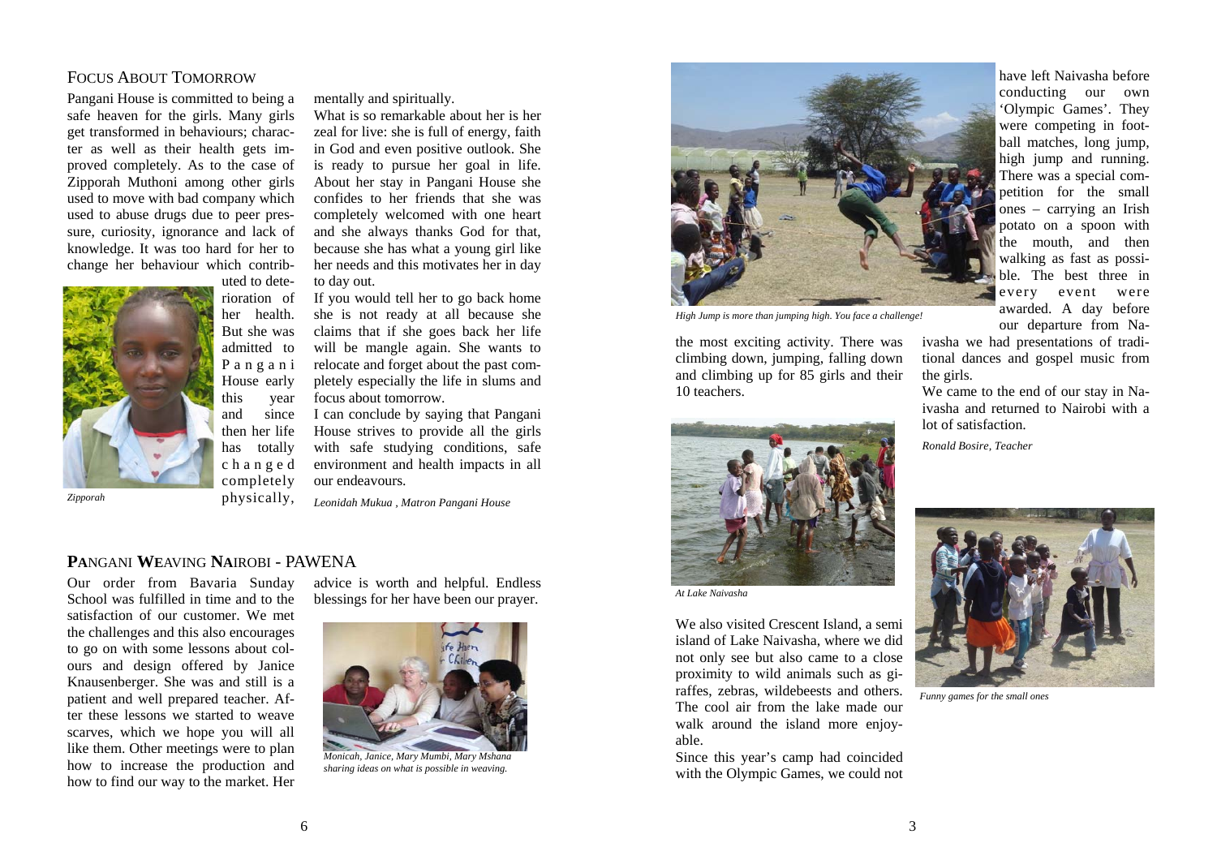## FOCUS ABOUT TOMORROW

Pangani House is committed to being a safe heaven for the girls. Many girls get transformed in behaviours; character as well as their health gets improved completely. As to the case of Zipporah Muthoni among other girls used to move with bad company which used to abuse drugs due to peer pressure, curiosity, ignorance and lack of knowledge. It was too hard for her to change her behaviour which contributed to deterioration of her health. But she was admitted to Pangani House early this year and since then her life has totally changed completely physically, mentally and spiritually.

*Zipporah*

What is so remarkable about her is her zeal for live: she is full of energy, faith in God and even positive outlook. She is ready to pursue her goal in life. About her stay in Pangani House she confides to her friends that she was completely welcomed with one heart and she always thanks God for that, because she has what a young girl like her needs and this motivates her in day to day out.

If you would tell her to go back home she is not ready at all because she claims that if she goes back her life will be mangle again. She wants to relocate and forget about the past completely especially the life in slums and focus about tomorrow.

I can conclude by saying that Pangani House strives to provide all the girls with safe studying conditions, safe environment and health impacts in all our endeavours.

*Leonidah Mukua , Matron Pangani House*

## **PA**NGANI **WE**AVING **NA**IROBI - PAWENA

Our order from Bavaria Sunday School was fulfilled in time and to the satisfaction of our customer. We met the challenges and this also encourages to go on with some lessons about colours and design offered by Janice Knausenberger. She was and still is a patient and well prepared teacher. After these lessons we started to weave scarves, which we hope you will all like them. Other meetings were to plan how to increase the production and how to find our way to the market. Her advice is worth and helpful. Endless blessings for her have been our prayer.

*Monicah, Janice, Mary Mumbi, Mary Mshana sharing ideas on what is possible in weaving.*

*High Jump is more than jumping high. You face a challenge!*

the most exciting activity. There was climbing down, jumping, falling down and climbing up for 85 girls and their 10 teachers.

*At Lake Naivasha*

We also visited Crescent Island, a semi island of Lake Naivasha, where we did not only see but also came to a close proximity to wild animals such as giraffes, zebras, wildebeests and others. The cool air from the lake made our walk around the island more enjoyable.

Since this year's camp had coincided with the Olympic Games, we could not have left Naivasha before conducting our own 'Olympic Games'. They were competing in football matches, long jump, high jump and running. There was a special competition for the small ones – carrying an Irish potato on a spoon with the mouth, and then walking as fast as possible. The best three in every event were awarded. A day before our departure from Naivasha we had presentations of traditional dances and gospel music from the girls.

We came to the end of our stay in Naivasha and returned to Nairobi with a lot of satisfaction.

*Ronald Bosire, Teacher*

*Funny games for the small ones*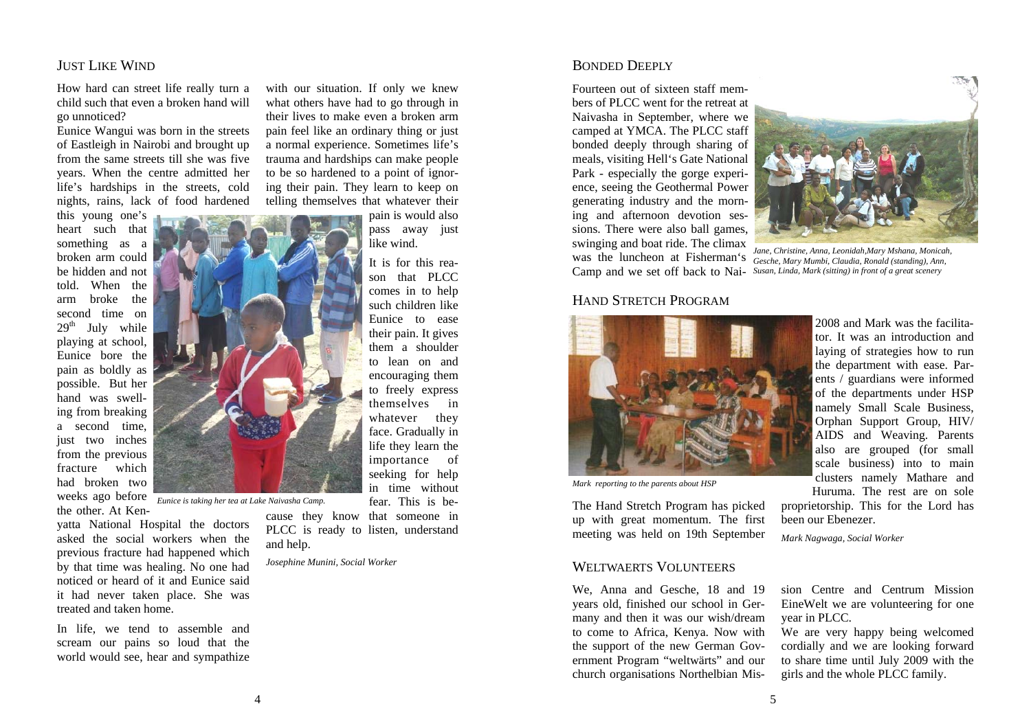## Just Like Wind

How hard can street life really turn a child such that even a broken hand will go unnoticed?

Eunice Wangui was born in the streets of Eastleigh in Nairobi and brought up from the same streets till she was five years. When the centre admitted her life's hardships in the streets, cold nights, rains, lack of food hardened this young one's heart such that something as a broken arm could be hidden and not told. When the arm broke the second time on 29th July while playing at school, Eunice bore the pain as boldly as possible. But her hand was swelling from breaking a second time, just two inches from the previous fracture which had broken two weeks ago before the other. At Kenyatta National Hospital the doctors asked the social workers when the previous fracture had happened which by that time was healing. No one had noticed or heard of it and Eunice said it had never taken place. She was treated and taken home.

*Eunice is taking her tea at Lake Naivasha Camp.*

In life, we tend to assemble and scream our pains so loud that the world would see, hear and sympathize with our situation. If only we knew what others have had to go through in their lives to make even a broken arm pain feel like an ordinary thing or just a normal experience. Sometimes life's trauma and hardships can make people to be so hardened to a point of ignoring their pain. They learn to keep on telling themselves that whatever their pain is would also pass away just like wind.

It is for this reason that PLCC comes in to help such children like Eunice to ease their pain. It gives them a shoulder to lean on and encouraging them to freely express themselves in whatever they face. Gradually in life they learn the importance of seeking for help in time without fear. This is because they know that someone in PLCC is ready to listen, understand and help.

*Josephine Munini, Social Worker*

## Bonded Deeply

Fourteen out of sixteen staff members of PLCC went for the retreat at Naivasha in September, where we camped at YMCA. The PLCC staff bonded deeply through sharing of meals, visiting Hell's Gate National Park - especially the gorge experience, seeing the Geothermal Power generating industry and the morning and afternoon devotion sessions. There were also ball games, swinging and boat ride. The climax was the luncheon at Fisherman's Camp and we set off back to Nai-

*Jane, Christine, Anna, Leonidah,Mary Mshana, Monicah, Gesche, Mary Mumbi, Claudia, Ronald (standing), Ann, Susan, Linda, Mark (sitting) in front of a great scenery*

## Hand Stretch Program

*Mark reporting to the parents about HSP*

The Hand Stretch Program has picked up with great momentum. The first meeting was held on 19th September 2008 and Mark was the facilitator. It was an introduction and laying of strategies how to run the department with ease. Parents / guardians were informed of the departments under HSP namely Small Scale Business, Orphan Support Group, HIV/ AIDS and Weaving. Parents also are grouped (for small scale business) into to main clusters namely Mathare and Huruma. The rest are on sole proprietorship. This for the Lord has been our Ebenezer.

*Mark Nagwaga, Social Worker*

## Weltwaerts Volunteers

We, Anna and Gesche, 18 and 19 years old, finished our school in Germany and then it was our wish/dream to come to Africa, Kenya. Now with the support of the new German Government Program "weltwärts" and our church organisations Northelbian Mission Centre and Centrum Mission EineWelt we are volunteering for one year in PLCC.

We are very happy being welcomed cordially and we are looking forward to share time until July 2009 with the girls and the whole PLCC family.